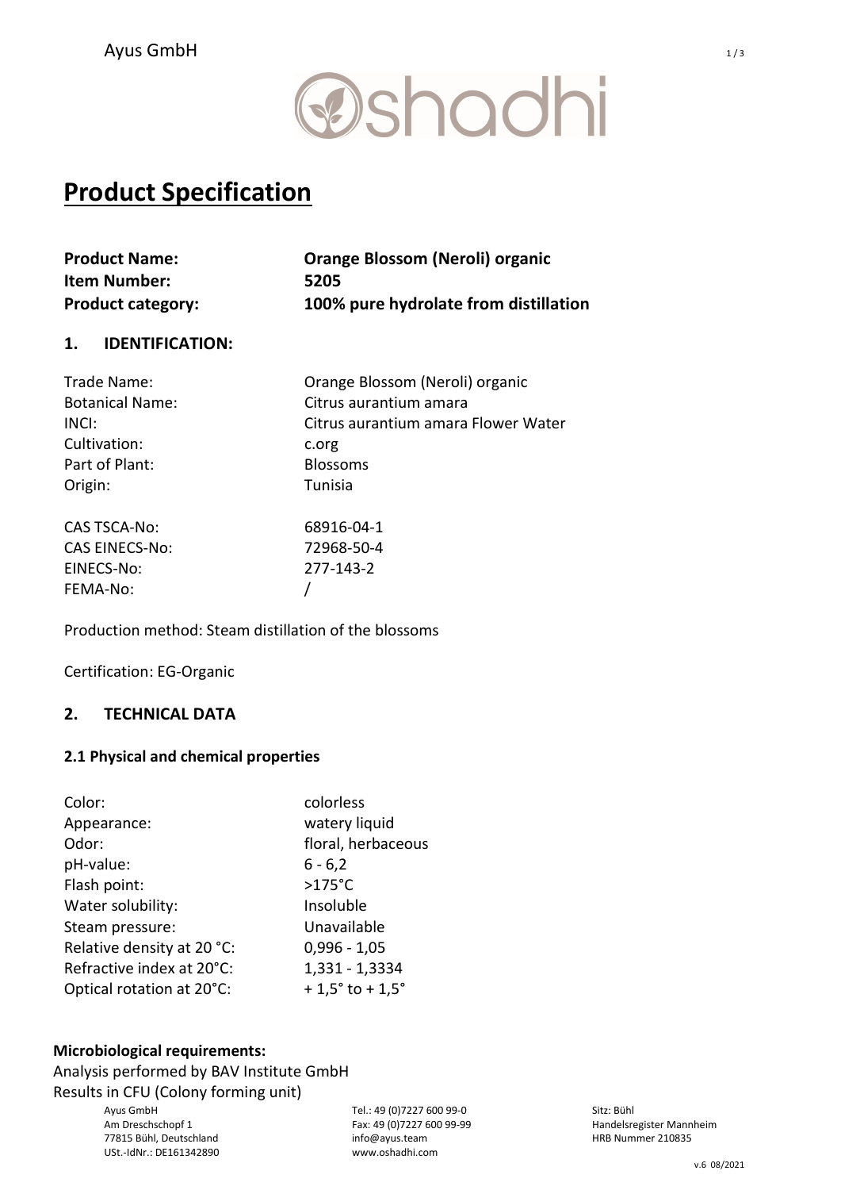# Product Specification

| | |
|---|---|
| **Product Name:** | **Orange Blossom (Neroli) organic** |
| **Item Number:** | **5205** |
| **Product category:** | **100% pure hydrolate from distillation** |

## 1. IDENTIFICATION:

| | |
|---|---|
| Trade Name: | Orange Blossom (Neroli) organic |
| Botanical Name: | Citrus aurantium amara |
| INCI: | Citrus aurantium amara Flower Water |
| Cultivation: | c.org |
| Part of Plant: | Blossoms |
| Origin: | Tunisia |

| | |
|---|---|
| CAS TSCA-No: | 68916-04-1 |
| CAS EINECS-No: | 72968-50-4 |
| EINECS-No: | 277-143-2 |
| FEMA-No: | / |

Production method: Steam distillation of the blossoms

Certification: EG-Organic

## 2. TECHNICAL DATA

### 2.1 Physical and chemical properties

| | |
|---|---|
| Color: | colorless |
| Appearance: | watery liquid |
| Odor: | floral, herbaceous |
| pH-value: | 6 - 6,2 |
| Flash point: | >175°C |
| Water solubility: | Insoluble |
| Steam pressure: | Unavailable |
| Relative density at 20 °C: | 0,996 - 1,05 |
| Refractive index at 20°C: | 1,331 - 1,3334 |
| Optical rotation at 20°C: | + 1,5° to + 1,5° |

**Microbiological requirements:**

Analysis performed by BAV Institute GmbH

Results in CFU (Colony forming unit)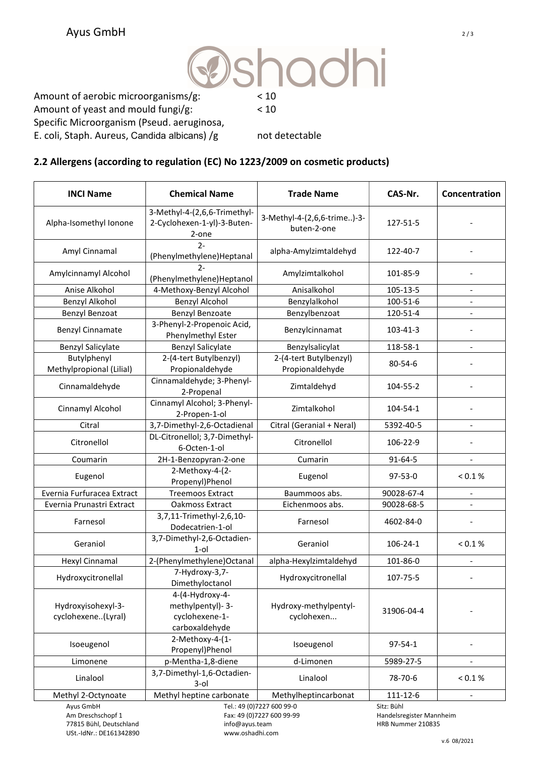Amount of aerobic microorganisms/g: < 10

Amount of yeast and mould fungi/g: < 10

Specific Microorganism (Pseud. aeruginosa, E. coli, Staph. Aureus, Candida albicans) /g not detectable

## 2.2 Allergens (according to regulation (EC) No 1223/2009 on cosmetic products)

| INCI Name | Chemical Name | Trade Name | CAS-Nr. | Concentration |
|---|---|---|---|---|
| Alpha-Isomethyl Ionone | 3-Methyl-4-(2,6,6-Trimethyl-2-Cyclohexen-1-yl)-3-Buten-2-one | 3-Methyl-4-(2,6,6-trime..)-3-buten-2-one | 127-51-5 | - |
| Amyl Cinnamal | 2-(Phenylmethylene)Heptanal | alpha-Amylzimtaldehyd | 122-40-7 | - |
| Amylcinnamyl Alcohol | 2-(Phenylmethylene)Heptanol | Amylzimtalkohol | 101-85-9 | - |
| Anise Alkohol | 4-Methoxy-Benzyl Alcohol | Anisalkohol | 105-13-5 | - |
| Benzyl Alkohol | Benzyl Alcohol | Benzylalkohol | 100-51-6 | - |
| Benzyl Benzoat | Benzyl Benzoate | Benzylbenzoat | 120-51-4 | - |
| Benzyl Cinnamate | 3-Phenyl-2-Propenoic Acid, Phenylmethyl Ester | Benzylcinnamat | 103-41-3 | - |
| Benzyl Salicylate | Benzyl Salicylate | Benzylsalicylat | 118-58-1 | - |
| Butylphenyl Methylpropional (Lilial) | 2-(4-tert Butylbenzyl) Propionaldehyde | 2-(4-tert Butylbenzyl) Propionaldehyde | 80-54-6 | - |
| Cinnamaldehyde | Cinnamaldehyde; 3-Phenyl-2-Propenal | Zimtaldehyd | 104-55-2 | - |
| Cinnamyl Alcohol | Cinnamyl Alcohol; 3-Phenyl-2-Propen-1-ol | Zimtalkohol | 104-54-1 | - |
| Citral | 3,7-Dimethyl-2,6-Octadienal | Citral (Geranial + Neral) | 5392-40-5 | - |
| Citronellol | DL-Citronellol; 3,7-Dimethyl-6-Octen-1-ol | Citronellol | 106-22-9 | - |
| Coumarin | 2H-1-Benzopyran-2-one | Cumarin | 91-64-5 | - |
| Eugenol | 2-Methoxy-4-(2-Propenyl)Phenol | Eugenol | 97-53-0 | < 0.1 % |
| Evernia Furfuracea Extract | Treemoos Extract | Baummoos abs. | 90028-67-4 | - |
| Evernia Prunastri Extract | Oakmoss Extract | Eichenmoos abs. | 90028-68-5 | - |
| Farnesol | 3,7,11-Trimethyl-2,6,10-Dodecatrien-1-ol | Farnesol | 4602-84-0 | - |
| Geraniol | 3,7-Dimethyl-2,6-Octadien-1-ol | Geraniol | 106-24-1 | < 0.1 % |
| Hexyl Cinnamal | 2-(Phenylmethylene)Octanal | alpha-Hexylzimtaldehyd | 101-86-0 | - |
| Hydroxycitronellal | 7-Hydroxy-3,7-Dimethyloctanol | Hydroxycitronellal | 107-75-5 | - |
| Hydroxyisohexyl-3-cyclohexene..(Lyral) | 4-(4-Hydroxy-4-methylpentyl)- 3-cyclohexene-1-carboxaldehyde | Hydroxy-methylpentyl-cyclohexen... | 31906-04-4 | - |
| Isoeugenol | 2-Methoxy-4-(1-Propenyl)Phenol | Isoeugenol | 97-54-1 | - |
| Limonene | p-Mentha-1,8-diene | d-Limonen | 5989-27-5 | - |
| Linalool | 3,7-Dimethyl-1,6-Octadien-3-ol | Linalool | 78-70-6 | < 0.1 % |
| Methyl 2-Octynoate | Methyl heptine carbonate | Methylheptincarbonat | 111-12-6 | - |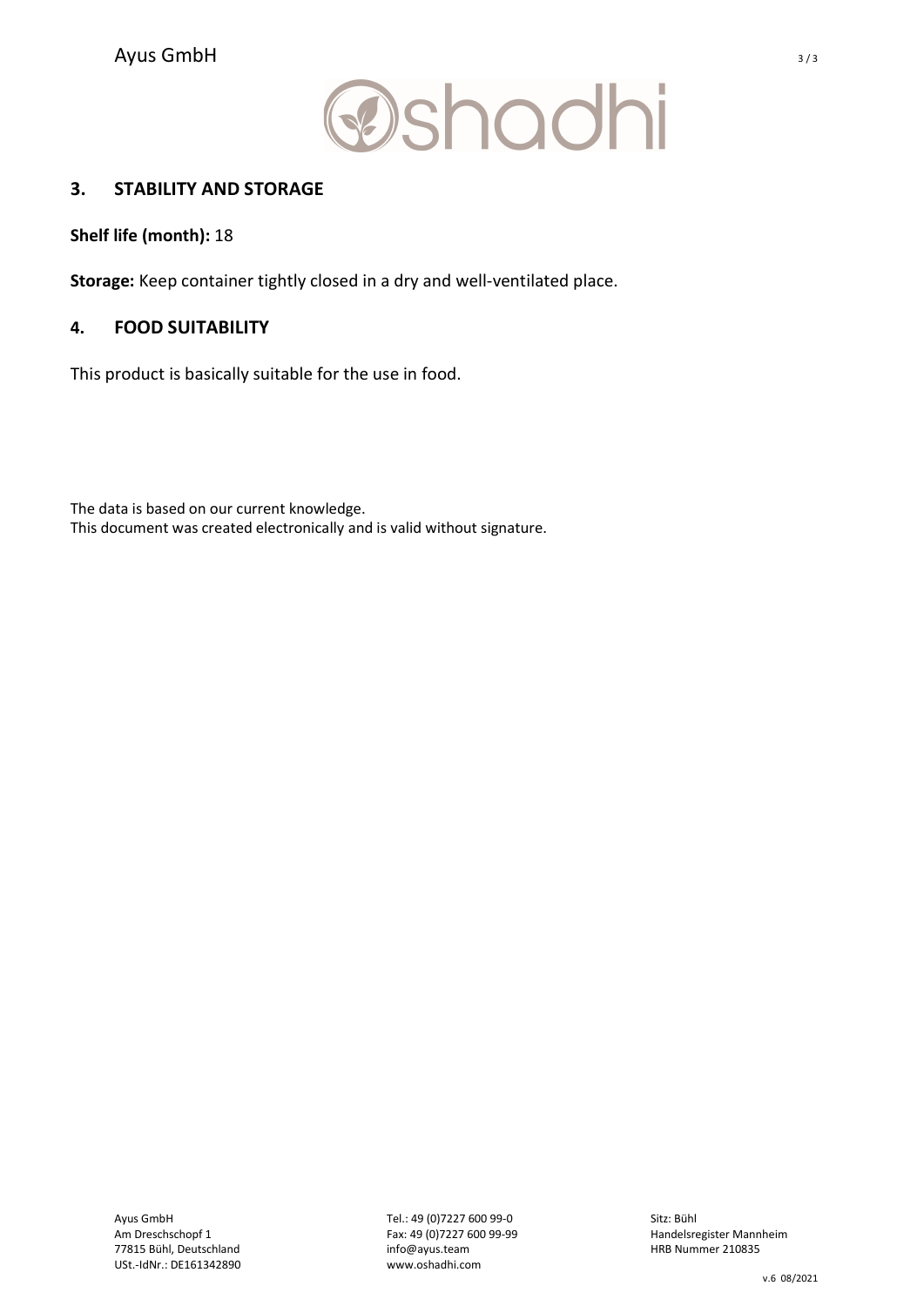## 3. STABILITY AND STORAGE

**Shelf life (month):** 18

**Storage:** Keep container tightly closed in a dry and well-ventilated place.

## 4. FOOD SUITABILITY

This product is basically suitable for the use in food.

The data is based on our current knowledge.
This document was created electronically and is valid without signature.